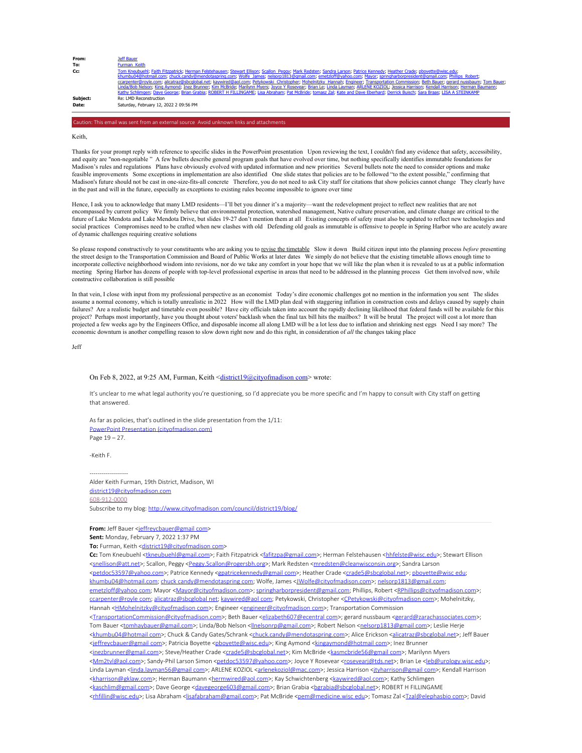**From:** Jeff Bauer
**To:** Furman, Keith
**Cc:** Tom Kneubuehl; Faith Fitzpatrick; Herman Felstehausen; Stewart Ellison; Scallon, Peggy; Mark Redsten; Sandra Larson; Patrice Kennedy; Heather Crade; pboyette@wisc.edu; khumbu04@hotmail.com; chuck.candy@mendotaspring.com; Wolfe, James; nelsorp1813@gmail.com; emetzloff@yahoo.com; Mayor; springharborpresident@gmail.com; Phillips, Robert; ccarpenter@royle.com; alicatraz@sbcglobal.net; kaywired@aol.com; Petykowski, Christopher; Mohelnitzky, Hannah; Engineer; Transportation Commission; Beth Bauer; gerard nussbaum; Tom Bauer; Linda/Bob Nelson; King Aymond; Inez Brunner; Kim McBride; Marilynn Myers; Joyce Y Rosevear; Brian Le; Linda Layman; ARLENE KOZIOL; Jessica Harrison; Kendall Harrison; Herman Baumann; Kathy Schlimgen; Dave George; Brian Grabia; ROBERT H FILLINGAME; Lisa Abraham; Pat McBride; tomasz Zal; Kate and Dave Eberhard; Derrick Buisch; Sara Braas; LISA A STEINKAMP
**Subject:** Re: LMD Reconstruction
**Date:** Saturday, February 12, 2022 2:09:56 PM

Caution: This email was sent from an external source Avoid unknown links and attachments

Keith,

Thanks for your prompt reply with reference to specific slides in the PowerPoint presentation Upon reviewing the text, I couldn't find any evidence that safety, accessibility, and equity are "non-negotiable." A few bullets describe general program goals that have evolved over time, but nothing specifically identifies immutable foundations for Madison's rules and regulations Plans have obviously evolved with updated information and new priorities Several bullets note the need to consider options and make feasible improvements Some exceptions in implementation are also identified One slide states that policies are to be followed "to the extent possible," confirming that Madison's future should not be cast in one-size-fits-all concrete Therefore, you do not need to ask City staff for citations that show policies cannot change They clearly have in the past and will in the future, especially as exceptions to existing rules become impossible to ignore over time

Hence, I ask you to acknowledge that many LMD residents—I'll bet you dinner it's a majority—want the redevelopment project to reflect new realities that are not encompassed by current policy We firmly believe that environmental protection, watershed management, Native culture preservation, and climate change are critical to the future of Lake Mendota and Lake Mendota Drive, but slides 19-27 don't mention them at all Existing concepts of safety must also be updated to reflect new technologies and social practices Compromises need to be crafted when new clashes with old Defending old goals as immutable is offensive to people in Spring Harbor who are acutely aware of dynamic challenges requiring creative solutions

So please respond constructively to your constituents who are asking you to revise the timetable Slow it down Build citizen input into the planning process *before* presenting the street design to the Transportation Commission and Board of Public Works at later dates We simply do not believe that the existing timetable allows enough time to incorporate collective neighborhood wisdom into revisions, nor do we take any comfort in your hope that we will like the plan when it is revealed to us at a public information meeting Spring Harbor has dozens of people with top-level professional expertise in areas that need to be addressed in the planning process Get them involved now, while constructive collaboration is still possible

In that vein, I close with input from my professional perspective as an economist Today's dire economic challenges got no mention in the information you sent The slides assume a normal economy, which is totally unrealistic in 2022 How will the LMD plan deal with staggering inflation in construction costs and delays caused by supply chain failures? Are a realistic budget and timetable even possible? Have city officials taken into account the rapidly declining likelihood that federal funds will be available for this project? Perhaps most importantly, have you thought about voters' backlash when the final tax bill hits the mailbox? It will be brutal The project will cost a lot more than projected a few weeks ago by the Engineers Office, and disposable income all along LMD will be a lot less due to inflation and shrinking nest eggs Need I say more? The economic downturn is another compelling reason to slow down right now and do this right, in consideration of *all* the changes taking place

Jeff

> On Feb 8, 2022, at 9:25 AM, Furman, Keith <district19@cityofmadison.com> wrote:
>
> It's unclear to me what legal authority you're questioning, so I'd appreciate you be more specific and I'm happy to consult with City staff on getting that answered.
>
> As far as policies, that's outlined in the slide presentation from the 1/11:
> PowerPoint Presentation (cityofmadison.com)
> Page 19 – 27.
>
> -Keith F.
>
> -------------------
> Alder Keith Furman, 19th District, Madison, WI
> district19@cityofmadison.com
> 608-912-0000
> Subscribe to my blog: http://www.cityofmadison.com/council/district19/blog/
>
> **From:** Jeff Bauer <jeffreycbauer@gmail.com>
> **Sent:** Monday, February 7, 2022 1:37 PM
> **To:** Furman, Keith <district19@cityofmadison.com>
> **Cc:** Tom Kneubuehl <tkneubuehl@gmail.com>; Faith Fitzpatrick <fafitzpa@gmail.com>; Herman Felstehausen <hhfelste@wisc.edu>; Stewart Ellison <snellison@att.net>; Scallon, Peggy <Peggy.Scallon@rogersbh.org>; Mark Redsten <mredsten@cleanwisconsin.org>; Sandra Larson <petdoc53597@yahoo.com>; Patrice Kennedy <gpatricekennedy@gmail.com>; Heather Crade <crade5@sbcglobal.net>; pboyette@wisc.edu; khumbu04@hotmail.com; chuck.candy@mendotaspring.com; Wolfe, James <JWolfe@cityofmadison.com>; nelsorp1813@gmail.com; emetzloff@yahoo.com; Mayor <Mayor@cityofmadison.com>; springharborpresident@gmail.com; Phillips, Robert <RPhillips@cityofmadison.com>; ccarpenter@royle.com; alicatraz@sbcglobal.net; kaywired@aol.com; Petykowski, Christopher <CPetykowski@cityofmadison.com>; Mohelnitzky, Hannah <HMohelnitzky@cityofmadison.com>; Engineer <engineer@cityofmadison.com>; Transportation Commission <TransportationCommission@cityofmadison.com>; Beth Bauer <elizabeth607@ecentral.com>; gerard nussbaum <gerard@zarachassociates.com>; Tom Bauer <tomhaybauer@gmail.com>; Linda/Bob Nelson <llnelsonrp@gmail.com>; Robert Nelson <nelsorp1813@gmail.com>; Leslie Herje <khumbu04@hotmail.com>; Chuck & Candy Gates/Schrank <chuck.candy@mendotaspring.com>; Alice Erickson <alicatraz@sbcglobal.net>; Jeff Bauer <jeffreycbauer@gmail.com>; Patricia Boyette <pboyette@wisc.edu>; King Aymond <kingaymond@hotmail.com>; Inez Brunner <inezbrunner@gmail.com>; Steve/Heather Crade <crade5@sbcglobal.net>; Kim McBride <kasmcbride56@gmail.com>; Marilynn Myers <Mm2tvl@aol.com>; Sandy-Phil Larson Simon <petdoc53597@yahoo.com>; Joyce Y Rosevear <rosevearj@tds.net>; Brian Le <leb@urology.wisc.edu>; Linda Layman <linda.layman56@gmail.com>; ARLENE KOZIOL <arlenekoziol@mac.com>; Jessica Harrison <jtyharrison@gmail.com>; Kendall Harrison <kharrison@gklaw.com>; Herman Baumann <hermwired@aol.com>; Kay Schwichtenberg <kaywired@aol.com>; Kathy Schlimgen <kaschlim@gmail.com>; Dave George <davegeorge603@gmail.com>; Brian Grabia <bgrabia@sbcglobal.net>; ROBERT H FILLINGAME <rhfillin@wisc.edu>; Lisa Abraham <lisafabraham@gmail.com>; Pat McBride <pem@medicine.wisc.edu>; Tomasz Zal <Tzal@elephasbio.com>; David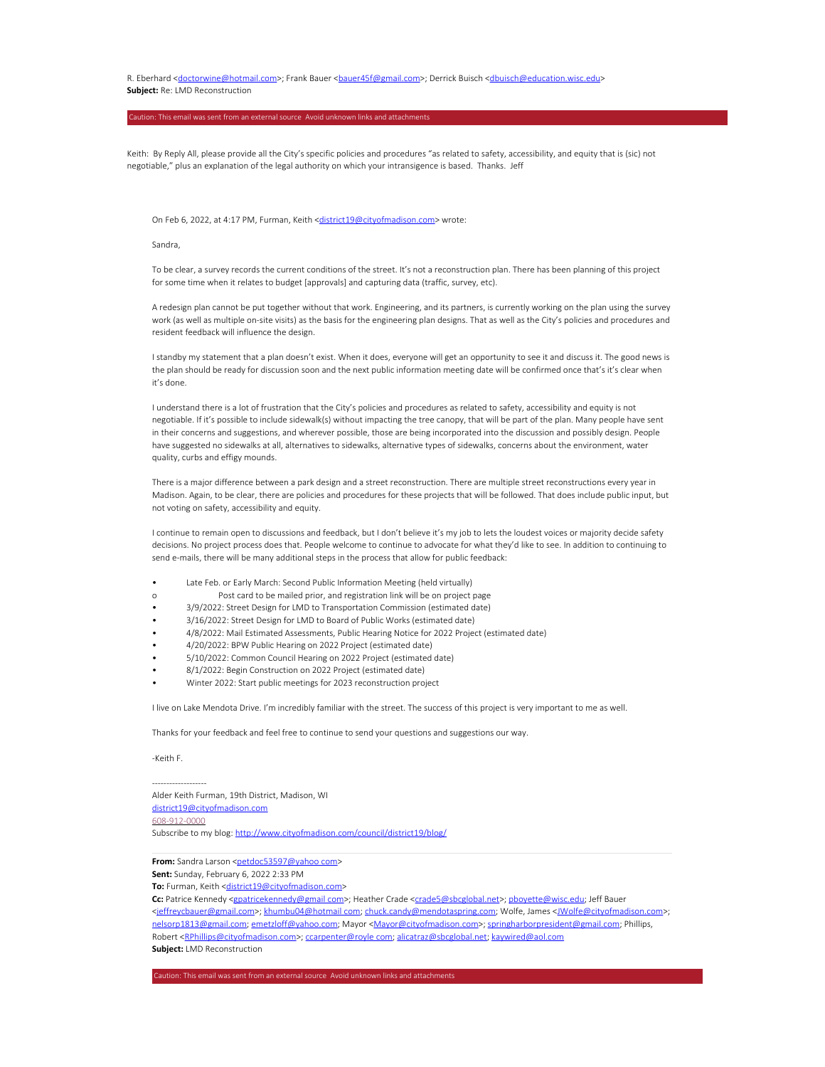R. Eberhard <doctorwine@hotmail.com>; Frank Bauer <bauer45f@gmail.com>; Derrick Buisch <dbuisch@education.wisc.edu>
**Subject:** Re: LMD Reconstruction

Caution: This email was sent from an external source Avoid unknown links and attachments

Keith: By Reply All, please provide all the City's specific policies and procedures "as related to safety, accessibility, and equity that is (sic) not negotiable," plus an explanation of the legal authority on which your intransigence is based. Thanks. Jeff

On Feb 6, 2022, at 4:17 PM, Furman, Keith <district19@cityofmadison.com> wrote:

Sandra,

To be clear, a survey records the current conditions of the street. It's not a reconstruction plan. There has been planning of this project for some time when it relates to budget [approvals] and capturing data (traffic, survey, etc).

A redesign plan cannot be put together without that work. Engineering, and its partners, is currently working on the plan using the survey work (as well as multiple on-site visits) as the basis for the engineering plan designs. That as well as the City's policies and procedures and resident feedback will influence the design.

I standby my statement that a plan doesn't exist. When it does, everyone will get an opportunity to see it and discuss it. The good news is the plan should be ready for discussion soon and the next public information meeting date will be confirmed once that's it's clear when it's done.

I understand there is a lot of frustration that the City's policies and procedures as related to safety, accessibility and equity is not negotiable. If it's possible to include sidewalk(s) without impacting the tree canopy, that will be part of the plan. Many people have sent in their concerns and suggestions, and wherever possible, those are being incorporated into the discussion and possibly design. People have suggested no sidewalks at all, alternatives to sidewalks, alternative types of sidewalks, concerns about the environment, water quality, curbs and effigy mounds.

There is a major difference between a park design and a street reconstruction. There are multiple street reconstructions every year in Madison. Again, to be clear, there are policies and procedures for these projects that will be followed. That does include public input, but not voting on safety, accessibility and equity.

I continue to remain open to discussions and feedback, but I don't believe it's my job to lets the loudest voices or majority decide safety decisions. No project process does that. People welcome to continue to advocate for what they'd like to see. In addition to continuing to send e-mails, there will be many additional steps in the process that allow for public feedback:

- Late Feb. or Early March: Second Public Information Meeting (held virtually)
  - Post card to be mailed prior, and registration link will be on project page
- 3/9/2022: Street Design for LMD to Transportation Commission (estimated date)
- 3/16/2022: Street Design for LMD to Board of Public Works (estimated date)
- 4/8/2022: Mail Estimated Assessments, Public Hearing Notice for 2022 Project (estimated date)
- 4/20/2022: BPW Public Hearing on 2022 Project (estimated date)
- 5/10/2022: Common Council Hearing on 2022 Project (estimated date)
- 8/1/2022: Begin Construction on 2022 Project (estimated date)
- Winter 2022: Start public meetings for 2023 reconstruction project

I live on Lake Mendota Drive. I'm incredibly familiar with the street. The success of this project is very important to me as well.

Thanks for your feedback and feel free to continue to send your questions and suggestions our way.

-Keith F.

-------------------
Alder Keith Furman, 19th District, Madison, WI
district19@cityofmadison.com
608-912-0000
Subscribe to my blog: http://www.cityofmadison.com/council/district19/blog/

**From:** Sandra Larson <petdoc53597@yahoo.com>
**Sent:** Sunday, February 6, 2022 2:33 PM
**To:** Furman, Keith <district19@cityofmadison.com>
**Cc:** Patrice Kennedy <gpatricekennedy@gmail.com>; Heather Crade <crade5@sbcglobal.net>; pboyette@wisc.edu; Jeff Bauer <jeffreycbauer@gmail.com>; khumbu04@hotmail.com; chuck.candy@mendotaspring.com; Wolfe, James <JWolfe@cityofmadison.com>; nelsorp1813@gmail.com; emetzloff@yahoo.com; Mayor <Mayor@cityofmadison.com>; springharborpresident@gmail.com; Phillips, Robert <RPhillips@cityofmadison.com>; ccarpenter@royle.com; alicatraz@sbcglobal.net; kaywired@aol.com
**Subject:** LMD Reconstruction

Caution: This email was sent from an external source Avoid unknown links and attachments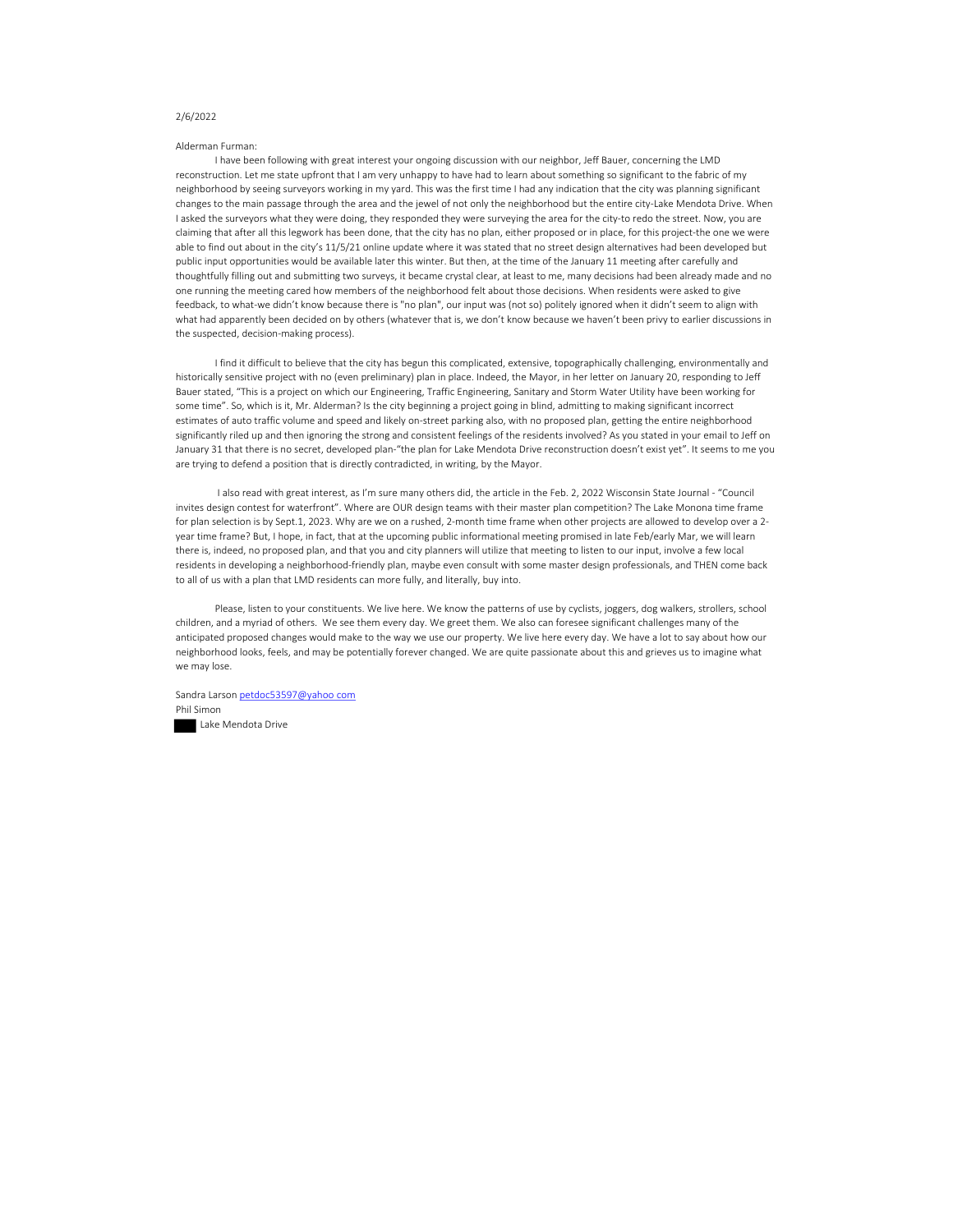2/6/2022

Alderman Furman:

I have been following with great interest your ongoing discussion with our neighbor, Jeff Bauer, concerning the LMD reconstruction. Let me state upfront that I am very unhappy to have had to learn about something so significant to the fabric of my neighborhood by seeing surveyors working in my yard. This was the first time I had any indication that the city was planning significant changes to the main passage through the area and the jewel of not only the neighborhood but the entire city-Lake Mendota Drive. When I asked the surveyors what they were doing, they responded they were surveying the area for the city-to redo the street. Now, you are claiming that after all this legwork has been done, that the city has no plan, either proposed or in place, for this project-the one we were able to find out about in the city's 11/5/21 online update where it was stated that no street design alternatives had been developed but public input opportunities would be available later this winter. But then, at the time of the January 11 meeting after carefully and thoughtfully filling out and submitting two surveys, it became crystal clear, at least to me, many decisions had been already made and no one running the meeting cared how members of the neighborhood felt about those decisions. When residents were asked to give feedback, to what-we didn't know because there is "no plan", our input was (not so) politely ignored when it didn't seem to align with what had apparently been decided on by others (whatever that is, we don't know because we haven't been privy to earlier discussions in the suspected, decision-making process).

I find it difficult to believe that the city has begun this complicated, extensive, topographically challenging, environmentally and historically sensitive project with no (even preliminary) plan in place. Indeed, the Mayor, in her letter on January 20, responding to Jeff Bauer stated, "This is a project on which our Engineering, Traffic Engineering, Sanitary and Storm Water Utility have been working for some time". So, which is it, Mr. Alderman? Is the city beginning a project going in blind, admitting to making significant incorrect estimates of auto traffic volume and speed and likely on-street parking also, with no proposed plan, getting the entire neighborhood significantly riled up and then ignoring the strong and consistent feelings of the residents involved? As you stated in your email to Jeff on January 31 that there is no secret, developed plan-"the plan for Lake Mendota Drive reconstruction doesn't exist yet". It seems to me you are trying to defend a position that is directly contradicted, in writing, by the Mayor.

I also read with great interest, as I'm sure many others did, the article in the Feb. 2, 2022 Wisconsin State Journal - "Council invites design contest for waterfront". Where are OUR design teams with their master plan competition? The Lake Monona time frame for plan selection is by Sept.1, 2023. Why are we on a rushed, 2-month time frame when other projects are allowed to develop over a 2-year time frame? But, I hope, in fact, that at the upcoming public informational meeting promised in late Feb/early Mar, we will learn there is, indeed, no proposed plan, and that you and city planners will utilize that meeting to listen to our input, involve a few local residents in developing a neighborhood-friendly plan, maybe even consult with some master design professionals, and THEN come back to all of us with a plan that LMD residents can more fully, and literally, buy into.

Please, listen to your constituents. We live here. We know the patterns of use by cyclists, joggers, dog walkers, strollers, school children, and a myriad of others. We see them every day. We greet them. We also can foresee significant challenges many of the anticipated proposed changes would make to the way we use our property. We live here every day. We have a lot to say about how our neighborhood looks, feels, and may be potentially forever changed. We are quite passionate about this and grieves us to imagine what we may lose.

Sandra Larson petdoc53597@yahoo com  
Phil Simon  
█ Lake Mendota Drive